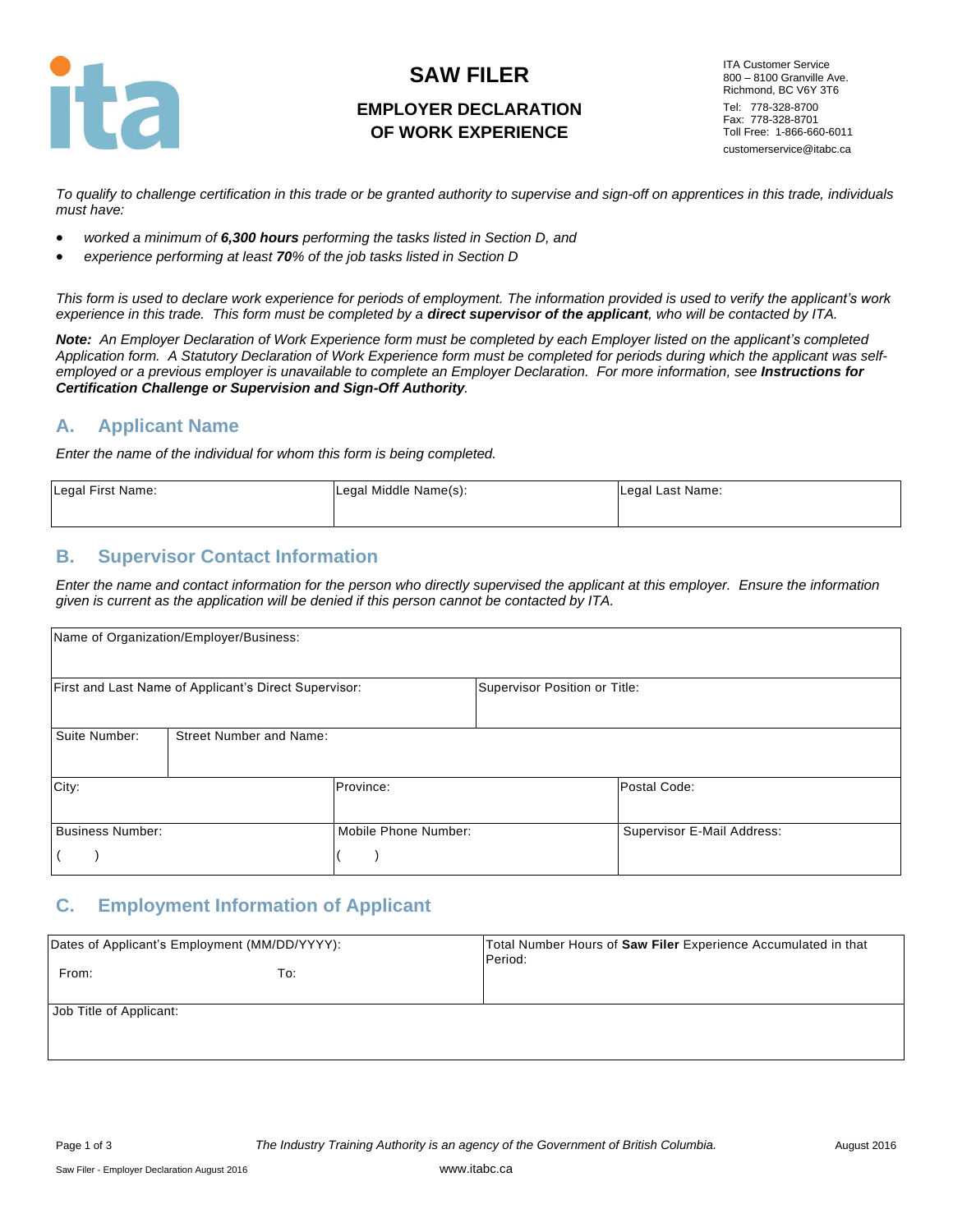# SAW FILER

## EMPLOYER DECLARATION OF WORK EXPERIENCE

ITA Customer Service
800 – 8100 Granville Ave.
Richmond, BC V6Y 3T6
Tel: 778-328-8700
Fax: 778-328-8701
Toll Free: 1-866-660-6011
customerservice@itabc.ca

*To qualify to challenge certification in this trade or be granted authority to supervise and sign-off on apprentices in this trade, individuals must have:*

- *worked a minimum of **6,300 hours** performing the tasks listed in Section D, and*
- *experience performing at least **70**% of the job tasks listed in Section D*

*This form is used to declare work experience for periods of employment. The information provided is used to verify the applicant's work experience in this trade. This form must be completed by a **direct supervisor of the applicant**, who will be contacted by ITA.*

***Note:** An Employer Declaration of Work Experience form must be completed by each Employer listed on the applicant's completed Application form. A Statutory Declaration of Work Experience form must be completed for periods during which the applicant was self-employed or a previous employer is unavailable to complete an Employer Declaration. For more information, see **Instructions for Certification Challenge or Supervision and Sign-Off Authority**.*

## A. Applicant Name

*Enter the name of the individual for whom this form is being completed.*

| Legal First Name: | Legal Middle Name(s): | Legal Last Name: |
|---|---|---|
| | | |

## B. Supervisor Contact Information

*Enter the name and contact information for the person who directly supervised the applicant at this employer. Ensure the information given is current as the application will be denied if this person cannot be contacted by ITA.*

| Name of Organization/Employer/Business: | | |
|---|---|---|
| First and Last Name of Applicant's Direct Supervisor: | | Supervisor Position or Title: |
| Suite Number: | Street Number and Name: | |
| City: | Province: | Postal Code: |
| Business Number: ( ) | Mobile Phone Number: ( ) | Supervisor E-Mail Address: |

## C. Employment Information of Applicant

| Dates of Applicant's Employment (MM/DD/YYYY): From: To: | Total Number Hours of **Saw Filer** Experience Accumulated in that Period: |
|---|---|
| Job Title of Applicant: | |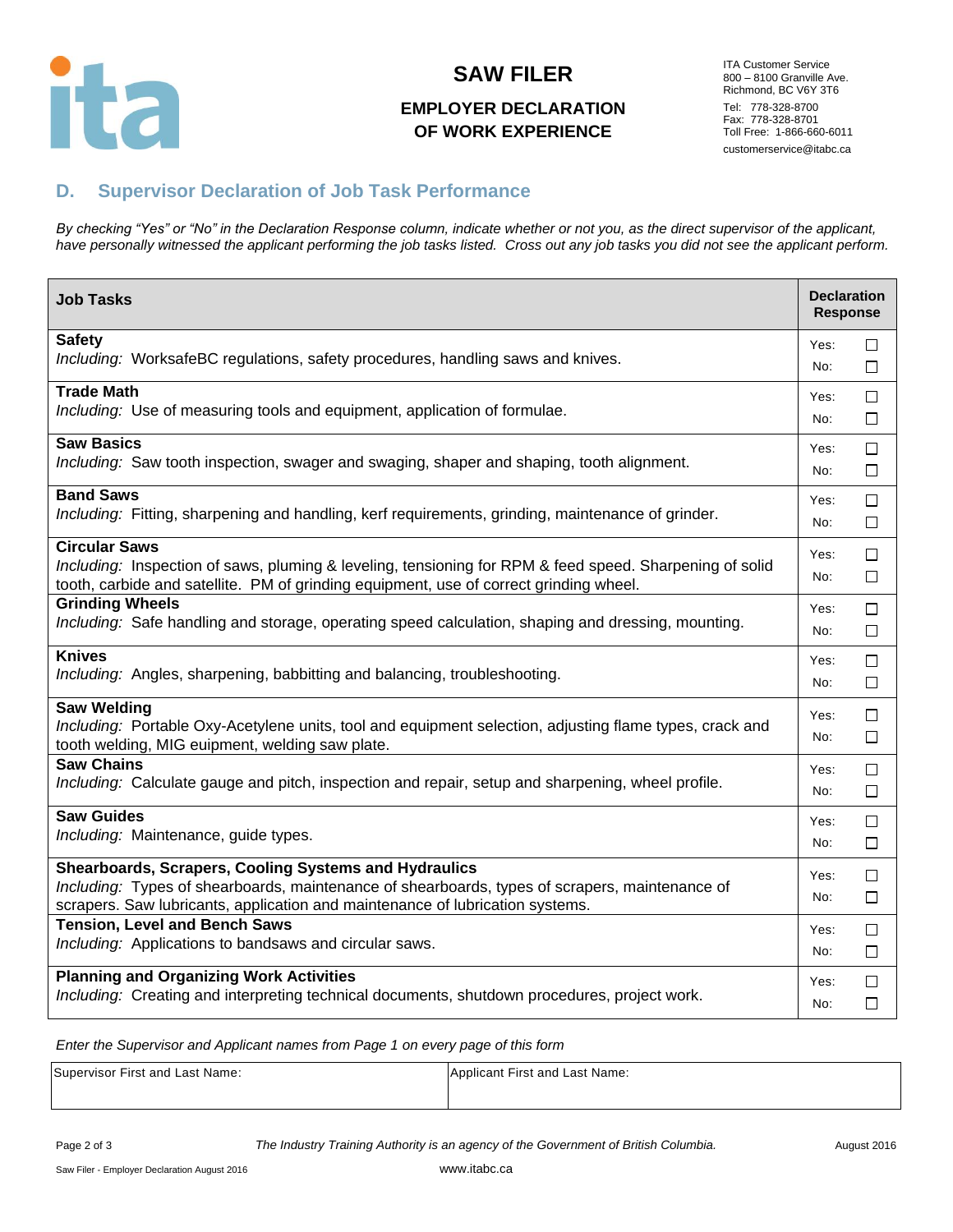# SAW FILER

## EMPLOYER DECLARATION OF WORK EXPERIENCE

ITA Customer Service
800 – 8100 Granville Ave.
Richmond, BC V6Y 3T6
Tel: 778-328-8700
Fax: 778-328-8701
Toll Free: 1-866-660-6011
customerservice@itabc.ca

## D. Supervisor Declaration of Job Task Performance

*By checking "Yes" or "No" in the Declaration Response column, indicate whether or not you, as the direct supervisor of the applicant, have personally witnessed the applicant performing the job tasks listed. Cross out any job tasks you did not see the applicant perform.*

| Job Tasks | Declaration Response |
|---|---|
| **Safety**<br>*Including:* WorksafeBC regulations, safety procedures, handling saws and knives. | Yes: ☐<br>No: ☐ |
| **Trade Math**<br>*Including:* Use of measuring tools and equipment, application of formulae. | Yes: ☐<br>No: ☐ |
| **Saw Basics**<br>*Including:* Saw tooth inspection, swager and swaging, shaper and shaping, tooth alignment. | Yes: ☐<br>No: ☐ |
| **Band Saws**<br>*Including:* Fitting, sharpening and handling, kerf requirements, grinding, maintenance of grinder. | Yes: ☐<br>No: ☐ |
| **Circular Saws**<br>*Including:* Inspection of saws, pluming & leveling, tensioning for RPM & feed speed. Sharpening of solid tooth, carbide and satellite. PM of grinding equipment, use of correct grinding wheel. | Yes: ☐<br>No: ☐ |
| **Grinding Wheels**<br>*Including:* Safe handling and storage, operating speed calculation, shaping and dressing, mounting. | Yes: ☐<br>No: ☐ |
| **Knives**<br>*Including:* Angles, sharpening, babbitting and balancing, troubleshooting. | Yes: ☐<br>No: ☐ |
| **Saw Welding**<br>*Including:* Portable Oxy-Acetylene units, tool and equipment selection, adjusting flame types, crack and tooth welding, MIG euipment, welding saw plate. | Yes: ☐<br>No: ☐ |
| **Saw Chains**<br>*Including:* Calculate gauge and pitch, inspection and repair, setup and sharpening, wheel profile. | Yes: ☐<br>No: ☐ |
| **Saw Guides**<br>*Including:* Maintenance, guide types. | Yes: ☐<br>No: ☐ |
| **Shearboards, Scrapers, Cooling Systems and Hydraulics**<br>*Including:* Types of shearboards, maintenance of shearboards, types of scrapers, maintenance of scrapers. Saw lubricants, application and maintenance of lubrication systems. | Yes: ☐<br>No: ☐ |
| **Tension, Level and Bench Saws**<br>*Including:* Applications to bandsaws and circular saws. | Yes: ☐<br>No: ☐ |
| **Planning and Organizing Work Activities**<br>*Including:* Creating and interpreting technical documents, shutdown procedures, project work. | Yes: ☐<br>No: ☐ |

*Enter the Supervisor and Applicant names from Page 1 on every page of this form*

| Supervisor First and Last Name: | Applicant First and Last Name: |
|---|---|
| | |

*The Industry Training Authority is an agency of the Government of British Columbia.*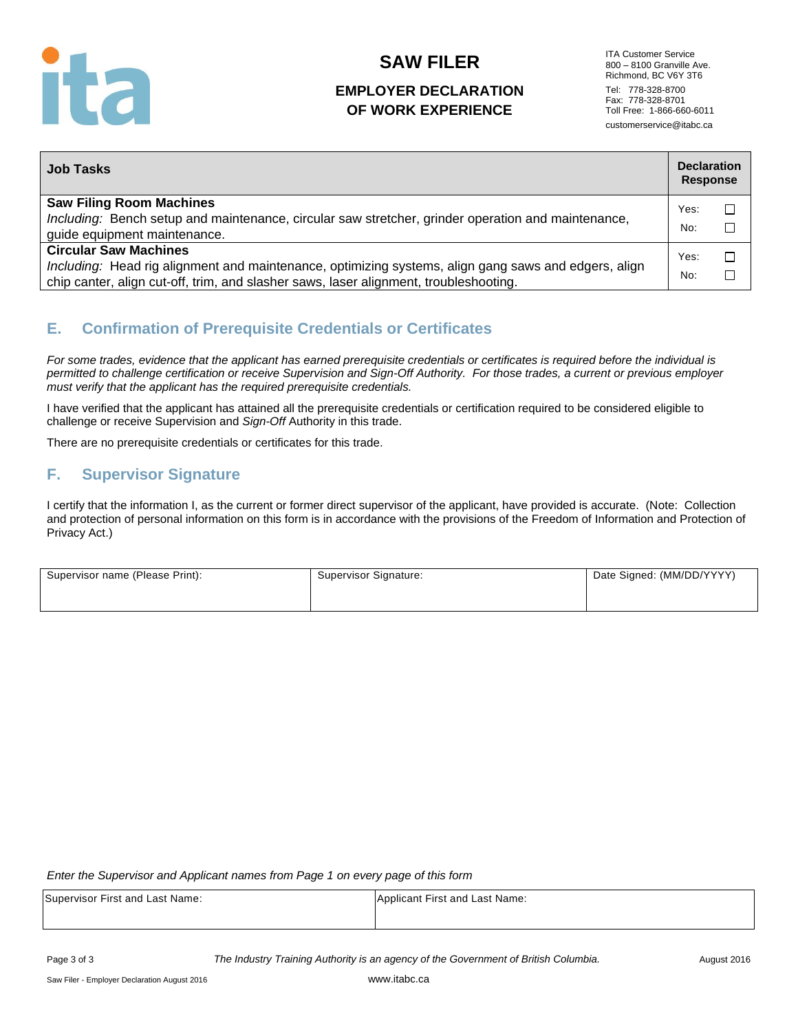# SAW FILER

## EMPLOYER DECLARATION OF WORK EXPERIENCE

ITA Customer Service
800 – 8100 Granville Ave.
Richmond, BC V6Y 3T6
Tel: 778-328-8700
Fax: 778-328-8701
Toll Free: 1-866-660-6011
customerservice@itabc.ca

| Job Tasks | Declaration Response |
|---|---|
| **Saw Filing Room Machines**<br>*Including:* Bench setup and maintenance, circular saw stretcher, grinder operation and maintenance, guide equipment maintenance. | Yes: ☐<br>No: ☐ |
| **Circular Saw Machines**<br>*Including:* Head rig alignment and maintenance, optimizing systems, align gang saws and edgers, align chip canter, align cut-off, trim, and slasher saws, laser alignment, troubleshooting. | Yes: ☐<br>No: ☐ |

## E. Confirmation of Prerequisite Credentials or Certificates

*For some trades, evidence that the applicant has earned prerequisite credentials or certificates is required before the individual is permitted to challenge certification or receive Supervision and Sign-Off Authority. For those trades, a current or previous employer must verify that the applicant has the required prerequisite credentials.*

I have verified that the applicant has attained all the prerequisite credentials or certification required to be considered eligible to challenge or receive Supervision and *Sign-Off* Authority in this trade.

There are no prerequisite credentials or certificates for this trade.

## F. Supervisor Signature

I certify that the information I, as the current or former direct supervisor of the applicant, have provided is accurate. (Note: Collection and protection of personal information on this form is in accordance with the provisions of the Freedom of Information and Protection of Privacy Act.)

| Supervisor name (Please Print): | Supervisor Signature: | Date Signed: (MM/DD/YYYY) |
|---|---|---|
| | | |

*Enter the Supervisor and Applicant names from Page 1 on every page of this form*

| Supervisor First and Last Name: | Applicant First and Last Name: |
|---|---|
| | |

*The Industry Training Authority is an agency of the Government of British Columbia.*

www.itabc.ca